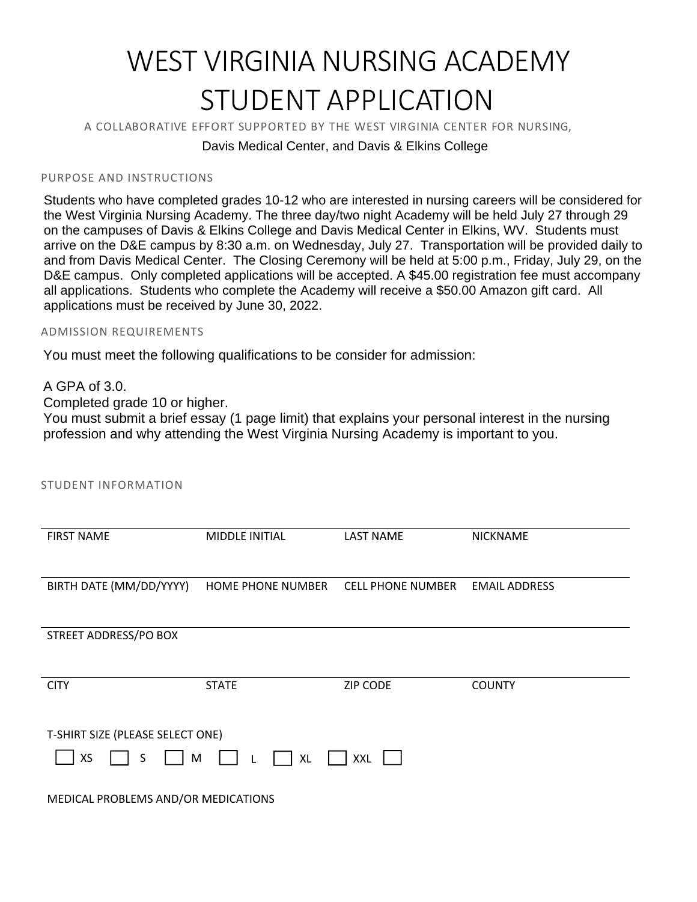# WEST VIRGINIA NURSING ACADEMY STUDENT APPLICATION

A COLLABORATIVE EFFORT SUPPORTED BY THE WEST VIRGINIA CENTER FOR NURSING, Davis Medical Center, and Davis & Elkins College

## PURPOSE AND INSTRUCTIONS

Students who have completed grades 10-12 who are interested in nursing careers will be considered for the West Virginia Nursing Academy. The three day/two night Academy will be held July 27 through 29 on the campuses of Davis & Elkins College and Davis Medical Center in Elkins, WV. Students must arrive on the D&E campus by 8:30 a.m. on Wednesday, July 27. Transportation will be provided daily to and from Davis Medical Center. The Closing Ceremony will be held at 5:00 p.m., Friday, July 29, on the D&E campus. Only completed applications will be accepted. A $45.00 registration fee must accompany all applications. Students who complete the Academy will receive a $50.00 Amazon gift card. All applications must be received by June 30, 2022.

## ADMISSION REQUIREMENTS

You must meet the following qualifications to be consider for admission:

A GPA of 3.0.
Completed grade 10 or higher.
You must submit a brief essay (1 page limit) that explains your personal interest in the nursing profession and why attending the West Virginia Nursing Academy is important to you.

## STUDENT INFORMATION

| FIRST NAME | MIDDLE INITIAL | LAST NAME | NICKNAME |
|---|---|---|---|
| BIRTH DATE (MM/DD/YYYY) | HOME PHONE NUMBER | CELL PHONE NUMBER | EMAIL ADDRESS |
| STREET ADDRESS/PO BOX | | | |
| CITY | STATE | ZIP CODE | COUNTY |

T-SHIRT SIZE (PLEASE SELECT ONE)

☐ XS ☐ S ☐ M ☐ L ☐ XL ☐ XXL ☐

MEDICAL PROBLEMS AND/OR MEDICATIONS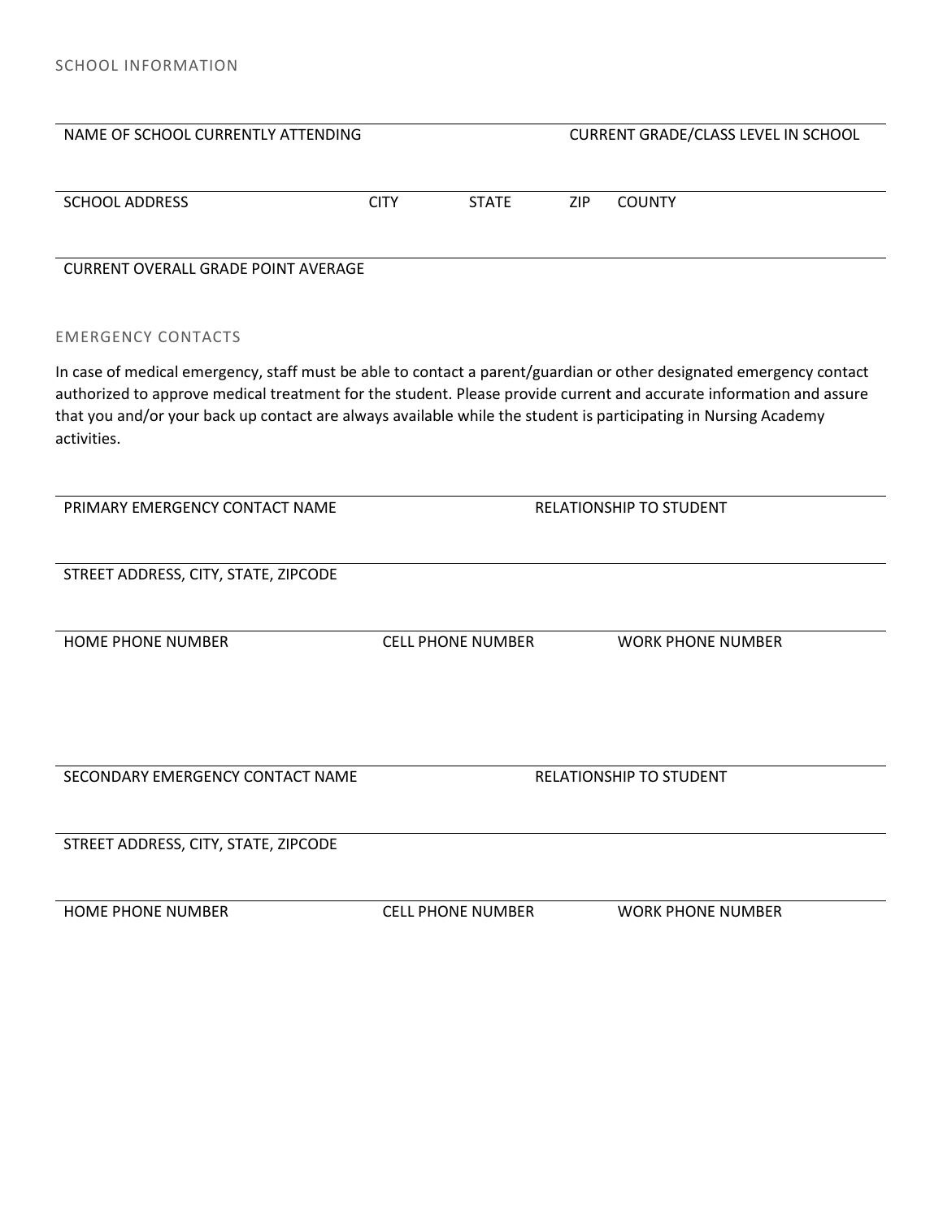## SCHOOL INFORMATION

| NAME OF SCHOOL CURRENTLY ATTENDING | | | | CURRENT GRADE/CLASS LEVEL IN SCHOOL |
|---|---|---|---|---|
| SCHOOL ADDRESS | CITY | STATE | ZIP | COUNTY |
| CURRENT OVERALL GRADE POINT AVERAGE | | | | |

## EMERGENCY CONTACTS

In case of medical emergency, staff must be able to contact a parent/guardian or other designated emergency contact authorized to approve medical treatment for the student. Please provide current and accurate information and assure that you and/or your back up contact are always available while the student is participating in Nursing Academy activities.

| PRIMARY EMERGENCY CONTACT NAME | | RELATIONSHIP TO STUDENT |
|---|---|---|
| STREET ADDRESS, CITY, STATE, ZIPCODE | | |
| HOME PHONE NUMBER | CELL PHONE NUMBER | WORK PHONE NUMBER |

| SECONDARY EMERGENCY CONTACT NAME | | RELATIONSHIP TO STUDENT |
|---|---|---|
| STREET ADDRESS, CITY, STATE, ZIPCODE | | |
| HOME PHONE NUMBER | CELL PHONE NUMBER | WORK PHONE NUMBER |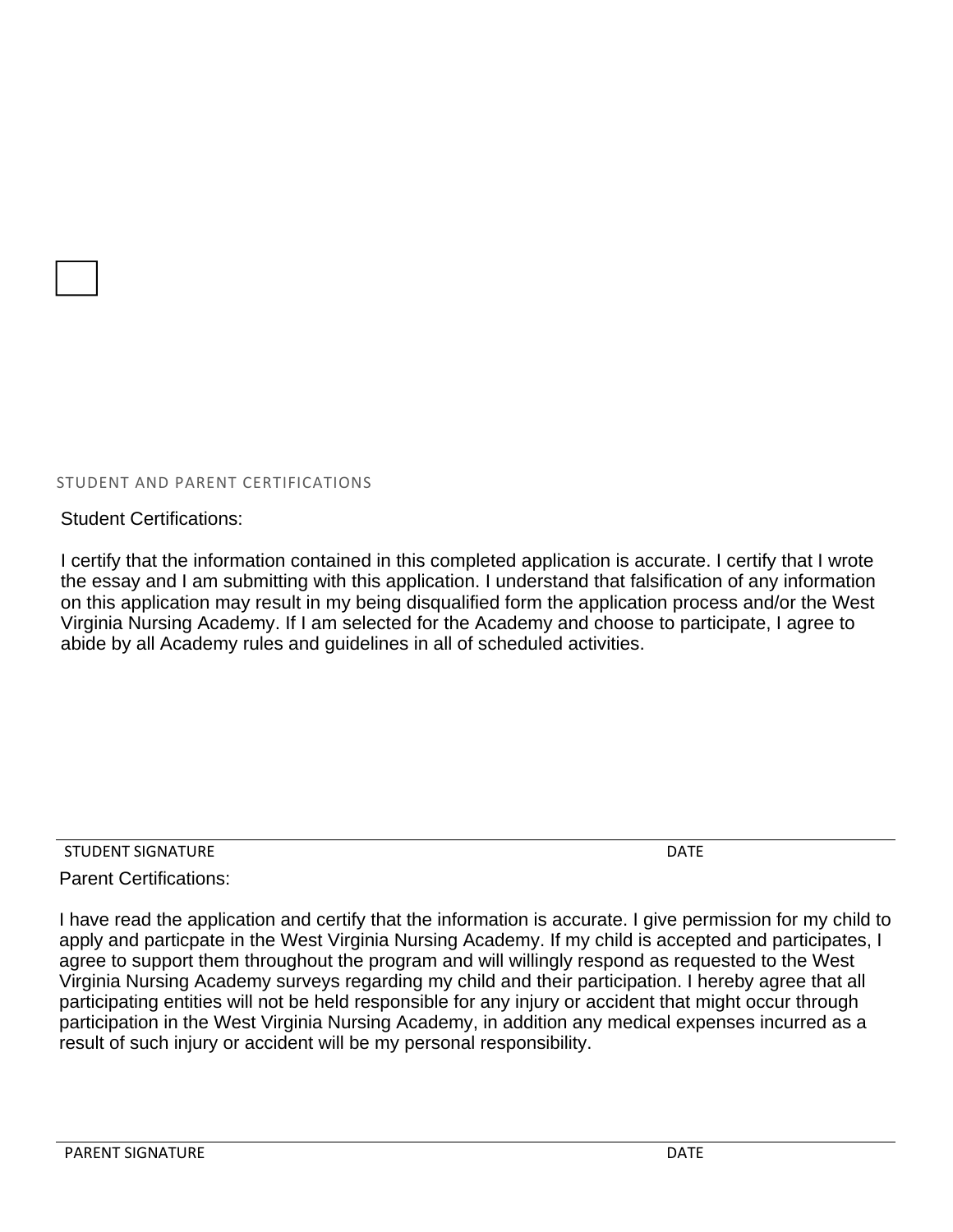STUDENT AND PARENT CERTIFICATIONS

Student Certifications:

I certify that the information contained in this completed application is accurate. I certify that I wrote the essay and I am submitting with this application. I understand that falsification of any information on this application may result in my being disqualified form the application process and/or the West Virginia Nursing Academy. If I am selected for the Academy and choose to participate, I agree to abide by all Academy rules and guidelines in all of scheduled activities.

STUDENT SIGNATURE DATE

Parent Certifications:

I have read the application and certify that the information is accurate. I give permission for my child to apply and particpate in the West Virginia Nursing Academy. If my child is accepted and participates, I agree to support them throughout the program and will willingly respond as requested to the West Virginia Nursing Academy surveys regarding my child and their participation. I hereby agree that all participating entities will not be held responsible for any injury or accident that might occur through participation in the West Virginia Nursing Academy, in addition any medical expenses incurred as a result of such injury or accident will be my personal responsibility.

PARENT SIGNATURE DATE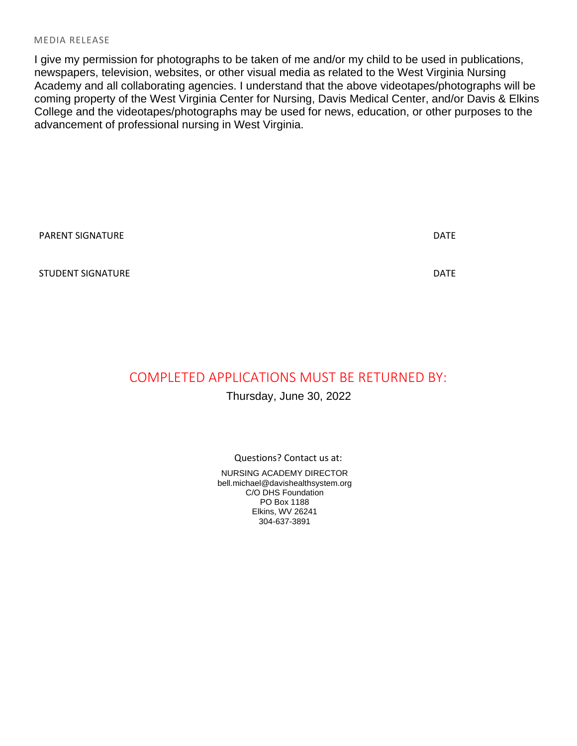## MEDIA RELEASE

I give my permission for photographs to be taken of me and/or my child to be used in publications, newspapers, television, websites, or other visual media as related to the West Virginia Nursing Academy and all collaborating agencies. I understand that the above videotapes/photographs will be coming property of the West Virginia Center for Nursing, Davis Medical Center, and/or Davis & Elkins College and the videotapes/photographs may be used for news, education, or other purposes to the advancement of professional nursing in West Virginia.

PARENT SIGNATURE DATE

STUDENT SIGNATURE DATE

## COMPLETED APPLICATIONS MUST BE RETURNED BY:

Thursday, June 30, 2022

Questions? Contact us at:

NURSING ACADEMY DIRECTOR
bell.michael@davishealthsystem.org
C/O DHS Foundation
PO Box 1188
Elkins, WV 26241
304-637-3891